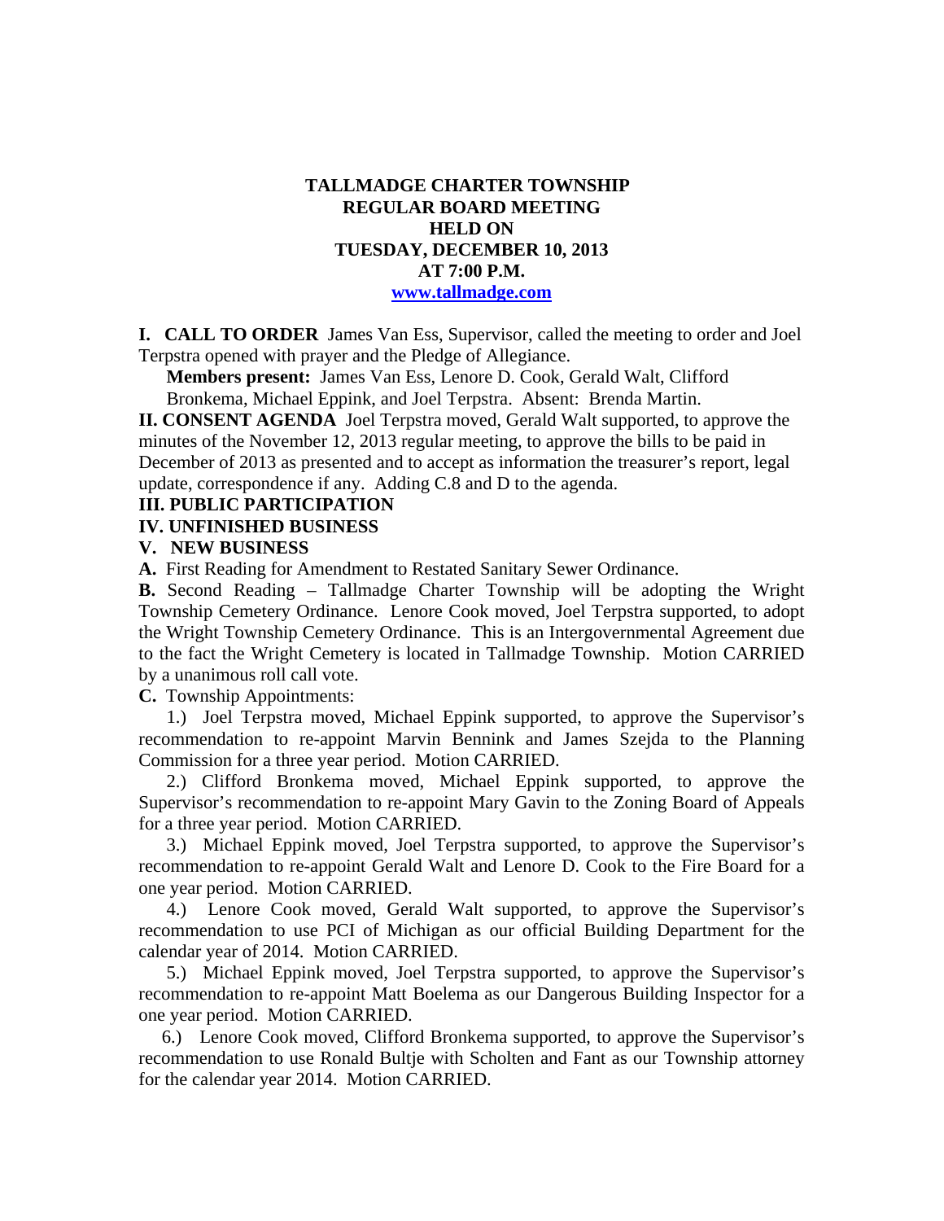# TALLMADGE CHARTER TOWNSHIP
## REGULAR BOARD MEETING
## HELD ON
## TUESDAY, DECEMBER 10, 2013
## AT 7:00 P.M.
## www.tallmadge.com

**I. CALL TO ORDER** James Van Ess, Supervisor, called the meeting to order and Joel Terpstra opened with prayer and the Pledge of Allegiance.

**Members present:** James Van Ess, Lenore D. Cook, Gerald Walt, Clifford Bronkema, Michael Eppink, and Joel Terpstra. Absent: Brenda Martin.

**II. CONSENT AGENDA** Joel Terpstra moved, Gerald Walt supported, to approve the minutes of the November 12, 2013 regular meeting, to approve the bills to be paid in December of 2013 as presented and to accept as information the treasurer's report, legal update, correspondence if any. Adding C.8 and D to the agenda.

**III. PUBLIC PARTICIPATION**

**IV. UNFINISHED BUSINESS**

**V. NEW BUSINESS**

**A.** First Reading for Amendment to Restated Sanitary Sewer Ordinance.

**B.** Second Reading – Tallmadge Charter Township will be adopting the Wright Township Cemetery Ordinance. Lenore Cook moved, Joel Terpstra supported, to adopt the Wright Township Cemetery Ordinance. This is an Intergovernmental Agreement due to the fact the Wright Cemetery is located in Tallmadge Township. Motion CARRIED by a unanimous roll call vote.

**C.** Township Appointments:

1.) Joel Terpstra moved, Michael Eppink supported, to approve the Supervisor's recommendation to re-appoint Marvin Bennink and James Szejda to the Planning Commission for a three year period. Motion CARRIED.

2.) Clifford Bronkema moved, Michael Eppink supported, to approve the Supervisor's recommendation to re-appoint Mary Gavin to the Zoning Board of Appeals for a three year period. Motion CARRIED.

3.) Michael Eppink moved, Joel Terpstra supported, to approve the Supervisor's recommendation to re-appoint Gerald Walt and Lenore D. Cook to the Fire Board for a one year period. Motion CARRIED.

4.) Lenore Cook moved, Gerald Walt supported, to approve the Supervisor's recommendation to use PCI of Michigan as our official Building Department for the calendar year of 2014. Motion CARRIED.

5.) Michael Eppink moved, Joel Terpstra supported, to approve the Supervisor's recommendation to re-appoint Matt Boelema as our Dangerous Building Inspector for a one year period. Motion CARRIED.

6.) Lenore Cook moved, Clifford Bronkema supported, to approve the Supervisor's recommendation to use Ronald Bultje with Scholten and Fant as our Township attorney for the calendar year 2014. Motion CARRIED.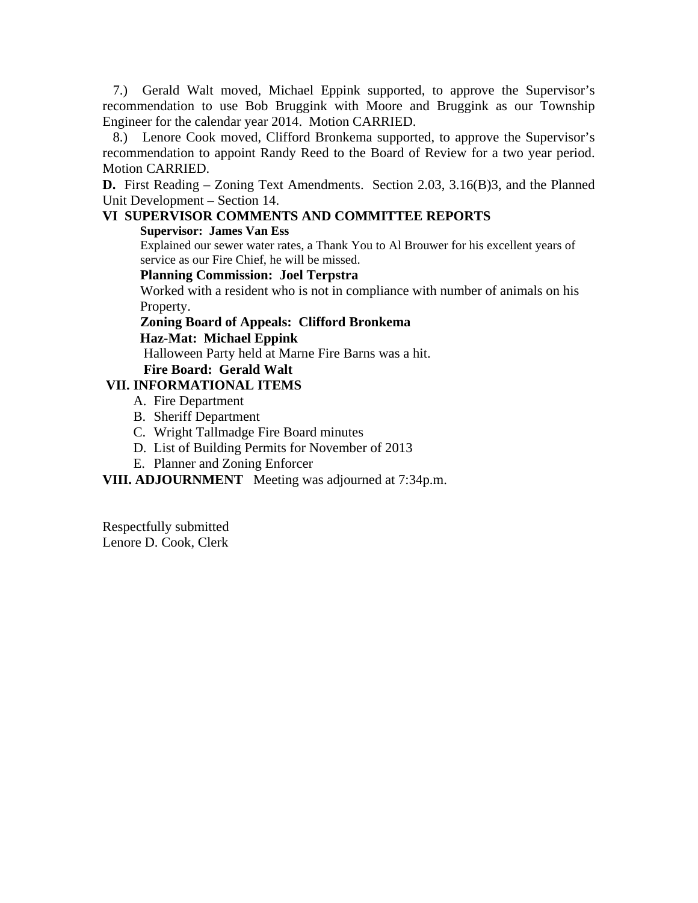7.) Gerald Walt moved, Michael Eppink supported, to approve the Supervisor's recommendation to use Bob Bruggink with Moore and Bruggink as our Township Engineer for the calendar year 2014. Motion CARRIED.

8.) Lenore Cook moved, Clifford Bronkema supported, to approve the Supervisor's recommendation to appoint Randy Reed to the Board of Review for a two year period. Motion CARRIED.

**D.** First Reading – Zoning Text Amendments. Section 2.03, 3.16(B)3, and the Planned Unit Development – Section 14.

**VI SUPERVISOR COMMENTS AND COMMITTEE REPORTS**

**Supervisor: James Van Ess**

Explained our sewer water rates, a Thank You to Al Brouwer for his excellent years of service as our Fire Chief, he will be missed.

**Planning Commission: Joel Terpstra**

Worked with a resident who is not in compliance with number of animals on his Property.

**Zoning Board of Appeals: Clifford Bronkema**

**Haz-Mat: Michael Eppink**

Halloween Party held at Marne Fire Barns was a hit.

**Fire Board: Gerald Walt**

**VII. INFORMATIONAL ITEMS**

A. Fire Department
B. Sheriff Department
C. Wright Tallmadge Fire Board minutes
D. List of Building Permits for November of 2013
E. Planner and Zoning Enforcer

**VIII. ADJOURNMENT** Meeting was adjourned at 7:34p.m.

Respectfully submitted
Lenore D. Cook, Clerk